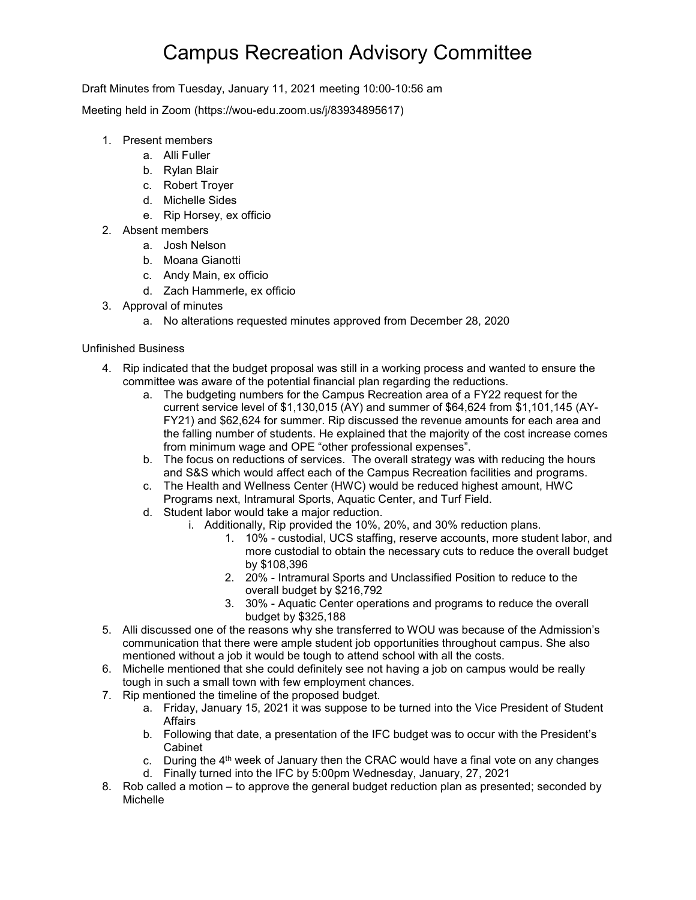# Campus Recreation Advisory Committee

Draft Minutes from Tuesday, January 11, 2021 meeting 10:00-10:56 am

Meeting held in Zoom (https://wou-edu.zoom.us/j/83934895617)

1. Present members
   a. Alli Fuller
   b. Rylan Blair
   c. Robert Troyer
   d. Michelle Sides
   e. Rip Horsey, ex officio
2. Absent members
   a. Josh Nelson
   b. Moana Gianotti
   c. Andy Main, ex officio
   d. Zach Hammerle, ex officio
3. Approval of minutes
   a. No alterations requested minutes approved from December 28, 2020

Unfinished Business

4. Rip indicated that the budget proposal was still in a working process and wanted to ensure the committee was aware of the potential financial plan regarding the reductions.
   a. The budgeting numbers for the Campus Recreation area of a FY22 request for the current service level of $1,130,015 (AY) and summer of $64,624 from $1,101,145 (AY-FY21) and $62,624 for summer. Rip discussed the revenue amounts for each area and the falling number of students. He explained that the majority of the cost increase comes from minimum wage and OPE "other professional expenses".
   b. The focus on reductions of services. The overall strategy was with reducing the hours and S&S which would affect each of the Campus Recreation facilities and programs.
   c. The Health and Wellness Center (HWC) would be reduced highest amount, HWC Programs next, Intramural Sports, Aquatic Center, and Turf Field.
   d. Student labor would take a major reduction.
      i. Additionally, Rip provided the 10%, 20%, and 30% reduction plans.
         1. 10% - custodial, UCS staffing, reserve accounts, more student labor, and more custodial to obtain the necessary cuts to reduce the overall budget by $108,396
         2. 20% - Intramural Sports and Unclassified Position to reduce to the overall budget by $216,792
         3. 30% - Aquatic Center operations and programs to reduce the overall budget by $325,188
5. Alli discussed one of the reasons why she transferred to WOU was because of the Admission's communication that there were ample student job opportunities throughout campus. She also mentioned without a job it would be tough to attend school with all the costs.
6. Michelle mentioned that she could definitely see not having a job on campus would be really tough in such a small town with few employment chances.
7. Rip mentioned the timeline of the proposed budget.
   a. Friday, January 15, 2021 it was suppose to be turned into the Vice President of Student Affairs
   b. Following that date, a presentation of the IFC budget was to occur with the President's Cabinet
   c. During the 4th week of January then the CRAC would have a final vote on any changes
   d. Finally turned into the IFC by 5:00pm Wednesday, January, 27, 2021
8. Rob called a motion – to approve the general budget reduction plan as presented; seconded by Michelle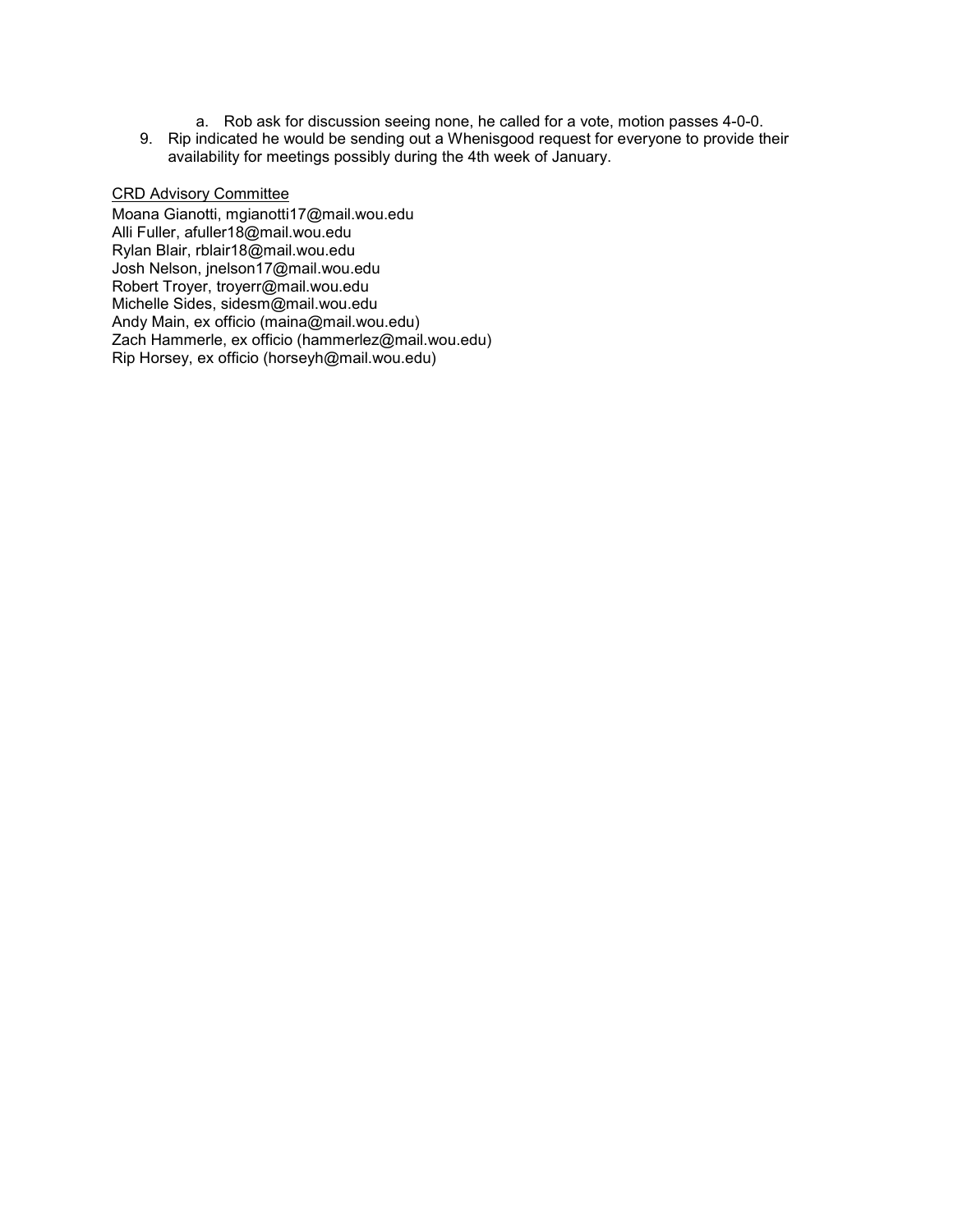a. Rob ask for discussion seeing none, he called for a vote, motion passes 4-0-0.

9. Rip indicated he would be sending out a Whenisgood request for everyone to provide their availability for meetings possibly during the 4th week of January.

<u>CRD Advisory Committee</u>

Moana Gianotti, mgianotti17@mail.wou.edu
Alli Fuller, afuller18@mail.wou.edu
Rylan Blair, rblair18@mail.wou.edu
Josh Nelson, jnelson17@mail.wou.edu
Robert Troyer, troyerr@mail.wou.edu
Michelle Sides, sidesm@mail.wou.edu
Andy Main, ex officio (maina@mail.wou.edu)
Zach Hammerle, ex officio (hammerlez@mail.wou.edu)
Rip Horsey, ex officio (horseyh@mail.wou.edu)